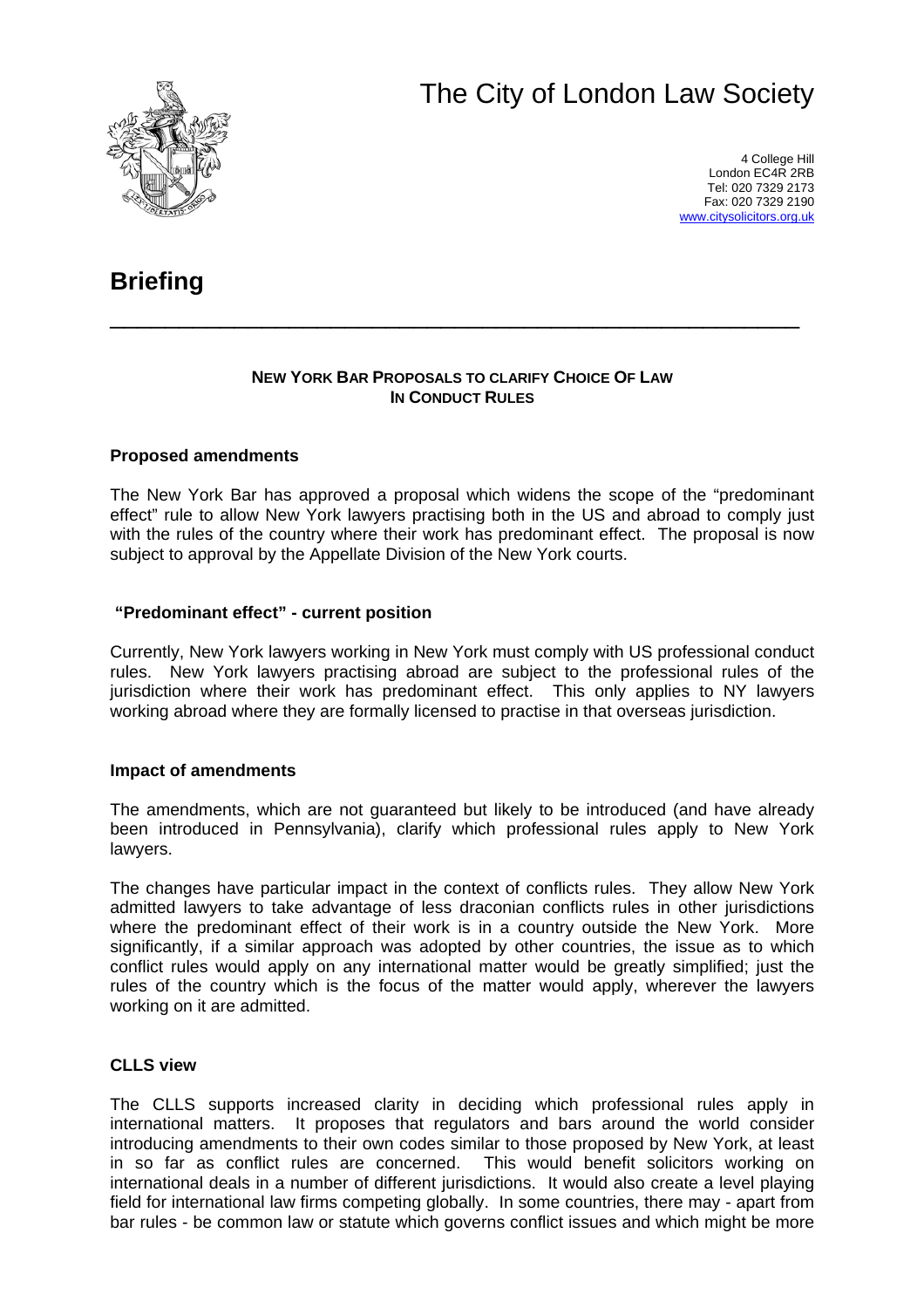# The City of London Law Society

4 College Hill
London EC4R 2RB
Tel: 020 7329 2173
Fax: 020 7329 2190
www.citysolicitors.org.uk

## Briefing

---

**NEW YORK BAR PROPOSALS TO CLARIFY CHOICE OF LAW IN CONDUCT RULES**

### Proposed amendments

The New York Bar has approved a proposal which widens the scope of the "predominant effect" rule to allow New York lawyers practising both in the US and abroad to comply just with the rules of the country where their work has predominant effect. The proposal is now subject to approval by the Appellate Division of the New York courts.

### "Predominant effect" - current position

Currently, New York lawyers working in New York must comply with US professional conduct rules. New York lawyers practising abroad are subject to the professional rules of the jurisdiction where their work has predominant effect. This only applies to NY lawyers working abroad where they are formally licensed to practise in that overseas jurisdiction.

### Impact of amendments

The amendments, which are not guaranteed but likely to be introduced (and have already been introduced in Pennsylvania), clarify which professional rules apply to New York lawyers.

The changes have particular impact in the context of conflicts rules. They allow New York admitted lawyers to take advantage of less draconian conflicts rules in other jurisdictions where the predominant effect of their work is in a country outside the New York. More significantly, if a similar approach was adopted by other countries, the issue as to which conflict rules would apply on any international matter would be greatly simplified; just the rules of the country which is the focus of the matter would apply, wherever the lawyers working on it are admitted.

### CLLS view

The CLLS supports increased clarity in deciding which professional rules apply in international matters. It proposes that regulators and bars around the world consider introducing amendments to their own codes similar to those proposed by New York, at least in so far as conflict rules are concerned. This would benefit solicitors working on international deals in a number of different jurisdictions. It would also create a level playing field for international law firms competing globally. In some countries, there may - apart from bar rules - be common law or statute which governs conflict issues and which might be more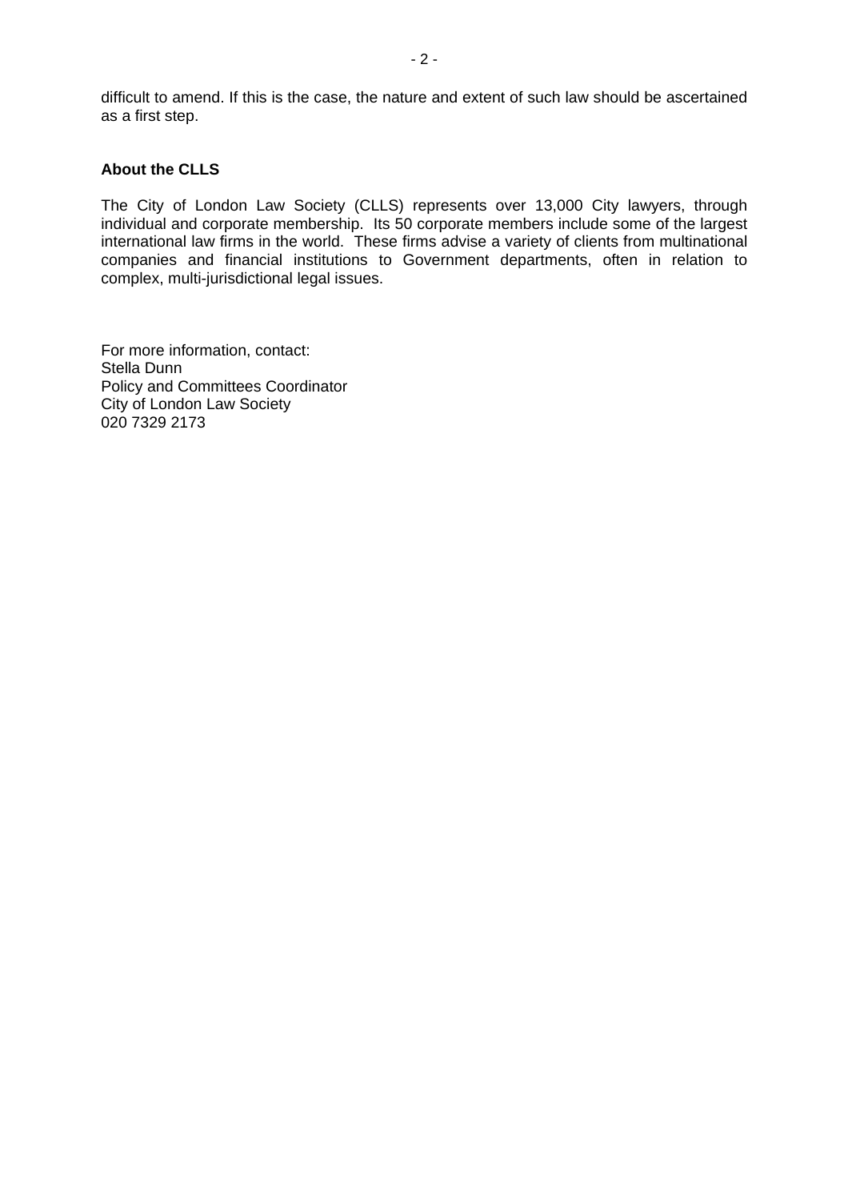difficult to amend. If this is the case, the nature and extent of such law should be ascertained as a first step.

**About the CLLS**

The City of London Law Society (CLLS) represents over 13,000 City lawyers, through individual and corporate membership. Its 50 corporate members include some of the largest international law firms in the world. These firms advise a variety of clients from multinational companies and financial institutions to Government departments, often in relation to complex, multi-jurisdictional legal issues.

For more information, contact:
Stella Dunn
Policy and Committees Coordinator
City of London Law Society
020 7329 2173